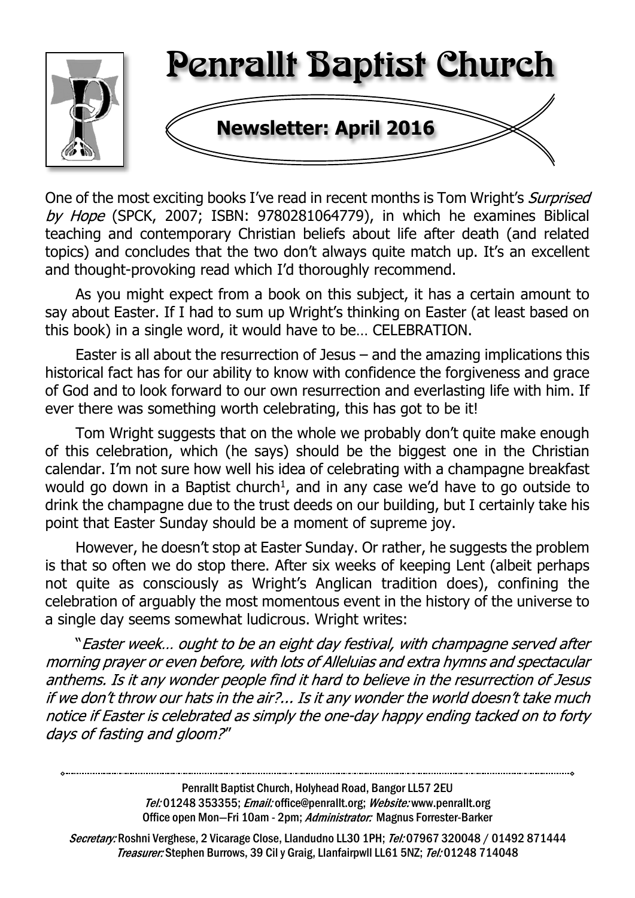# Penrallt Baptist Church

## Newsletter: April 2016

One of the most exciting books I've read in recent months is Tom Wright's *Surprised by Hope* (SPCK, 2007; ISBN: 9780281064779), in which he examines Biblical teaching and contemporary Christian beliefs about life after death (and related topics) and concludes that the two don't always quite match up. It's an excellent and thought-provoking read which I'd thoroughly recommend.

As you might expect from a book on this subject, it has a certain amount to say about Easter. If I had to sum up Wright's thinking on Easter (at least based on this book) in a single word, it would have to be… CELEBRATION.

Easter is all about the resurrection of Jesus – and the amazing implications this historical fact has for our ability to know with confidence the forgiveness and grace of God and to look forward to our own resurrection and everlasting life with him. If ever there was something worth celebrating, this has got to be it!

Tom Wright suggests that on the whole we probably don't quite make enough of this celebration, which (he says) should be the biggest one in the Christian calendar. I'm not sure how well his idea of celebrating with a champagne breakfast would go down in a Baptist church[1], and in any case we'd have to go outside to drink the champagne due to the trust deeds on our building, but I certainly take his point that Easter Sunday should be a moment of supreme joy.

However, he doesn't stop at Easter Sunday. Or rather, he suggests the problem is that so often we do stop there. After six weeks of keeping Lent (albeit perhaps not quite as consciously as Wright's Anglican tradition does), confining the celebration of arguably the most momentous event in the history of the universe to a single day seems somewhat ludicrous. Wright writes:

"*Easter week… ought to be an eight day festival, with champagne served after morning prayer or even before, with lots of Alleluias and extra hymns and spectacular anthems. Is it any wonder people find it hard to believe in the resurrection of Jesus if we don't throw our hats in the air?... Is it any wonder the world doesn't take much notice if Easter is celebrated as simply the one-day happy ending tacked on to forty days of fasting and gloom?*"

---

Penrallt Baptist Church, Holyhead Road, Bangor LL57 2EU
*Tel:* 01248 353355; *Email:* office@penrallt.org; *Website:* www.penrallt.org
Office open Mon—Fri 10am - 2pm; *Administrator:* Magnus Forrester-Barker

*Secretary:* Roshni Verghese, 2 Vicarage Close, Llandudno LL30 1PH; *Tel:* 07967 320048 / 01492 871444
*Treasurer:* Stephen Burrows, 39 Cil y Graig, Llanfairpwll LL61 5NZ; *Tel:* 01248 714048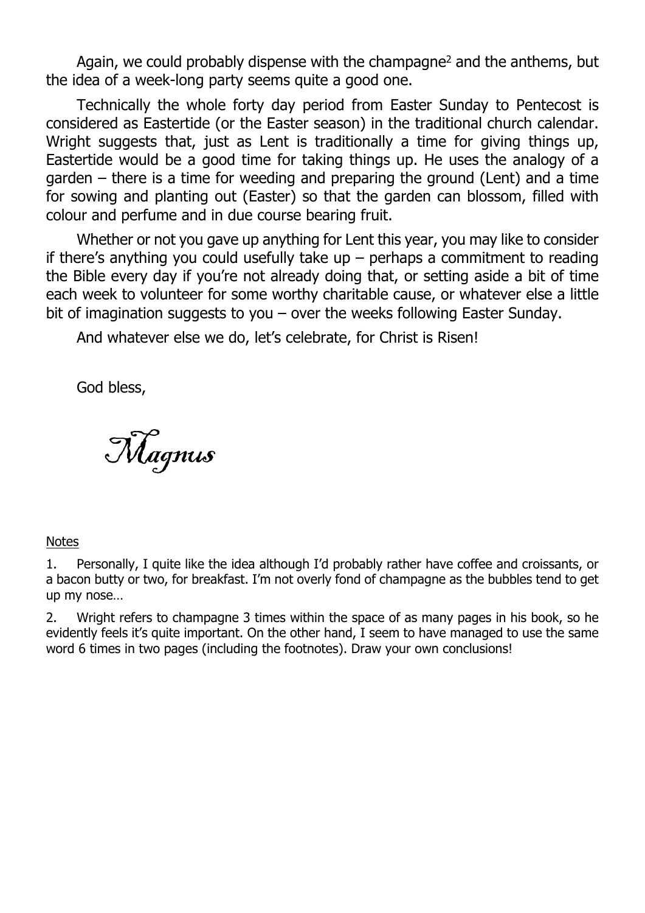Again, we could probably dispense with the champagne[2] and the anthems, but the idea of a week-long party seems quite a good one.

Technically the whole forty day period from Easter Sunday to Pentecost is considered as Eastertide (or the Easter season) in the traditional church calendar. Wright suggests that, just as Lent is traditionally a time for giving things up, Eastertide would be a good time for taking things up. He uses the analogy of a garden – there is a time for weeding and preparing the ground (Lent) and a time for sowing and planting out (Easter) so that the garden can blossom, filled with colour and perfume and in due course bearing fruit.

Whether or not you gave up anything for Lent this year, you may like to consider if there's anything you could usefully take up – perhaps a commitment to reading the Bible every day if you're not already doing that, or setting aside a bit of time each week to volunteer for some worthy charitable cause, or whatever else a little bit of imagination suggests to you – over the weeks following Easter Sunday.

And whatever else we do, let's celebrate, for Christ is Risen!

God bless,

*Magnus*

Notes

1. Personally, I quite like the idea although I'd probably rather have coffee and croissants, or a bacon butty or two, for breakfast. I'm not overly fond of champagne as the bubbles tend to get up my nose…

2. Wright refers to champagne 3 times within the space of as many pages in his book, so he evidently feels it's quite important. On the other hand, I seem to have managed to use the same word 6 times in two pages (including the footnotes). Draw your own conclusions!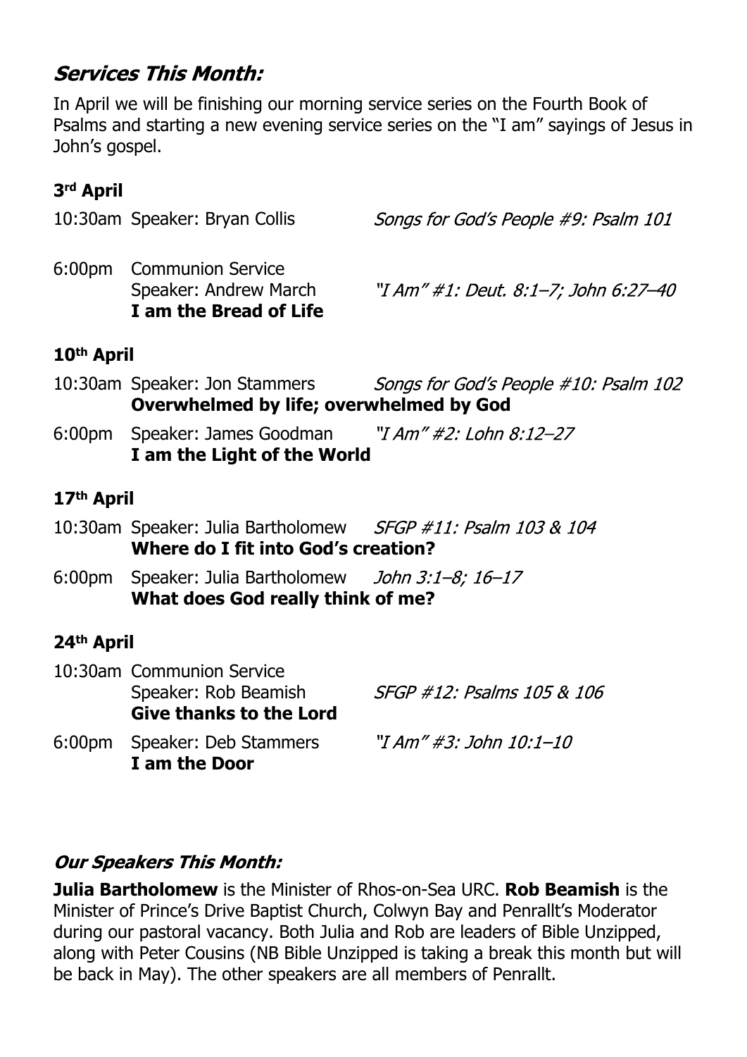## *Services This Month:*

In April we will be finishing our morning service series on the Fourth Book of Psalms and starting a new evening service series on the "I am" sayings of Jesus in John's gospel.

### 3rd April

10:30am Speaker: Bryan Collis — *Songs for God's People #9: Psalm 101*

6:00pm Communion Service
Speaker: Andrew March — *"I Am" #1: Deut. 8:1–7; John 6:27–40*
**I am the Bread of Life**

### 10th April

10:30am Speaker: Jon Stammers — *Songs for God's People #10: Psalm 102*
**Overwhelmed by life; overwhelmed by God**

6:00pm Speaker: James Goodman — *"I Am" #2: Lohn 8:12–27*
**I am the Light of the World**

### 17th April

10:30am Speaker: Julia Bartholomew — *SFGP #11: Psalm 103 & 104*
**Where do I fit into God's creation?**

6:00pm Speaker: Julia Bartholomew — *John 3:1–8; 16–17*
**What does God really think of me?**

### 24th April

10:30am Communion Service
Speaker: Rob Beamish — *SFGP #12: Psalms 105 & 106*
**Give thanks to the Lord**

6:00pm Speaker: Deb Stammers — *"I Am" #3: John 10:1–10*
**I am the Door**

## *Our Speakers This Month:*

**Julia Bartholomew** is the Minister of Rhos-on-Sea URC. **Rob Beamish** is the Minister of Prince's Drive Baptist Church, Colwyn Bay and Penrallt's Moderator during our pastoral vacancy. Both Julia and Rob are leaders of Bible Unzipped, along with Peter Cousins (NB Bible Unzipped is taking a break this month but will be back in May). The other speakers are all members of Penrallt.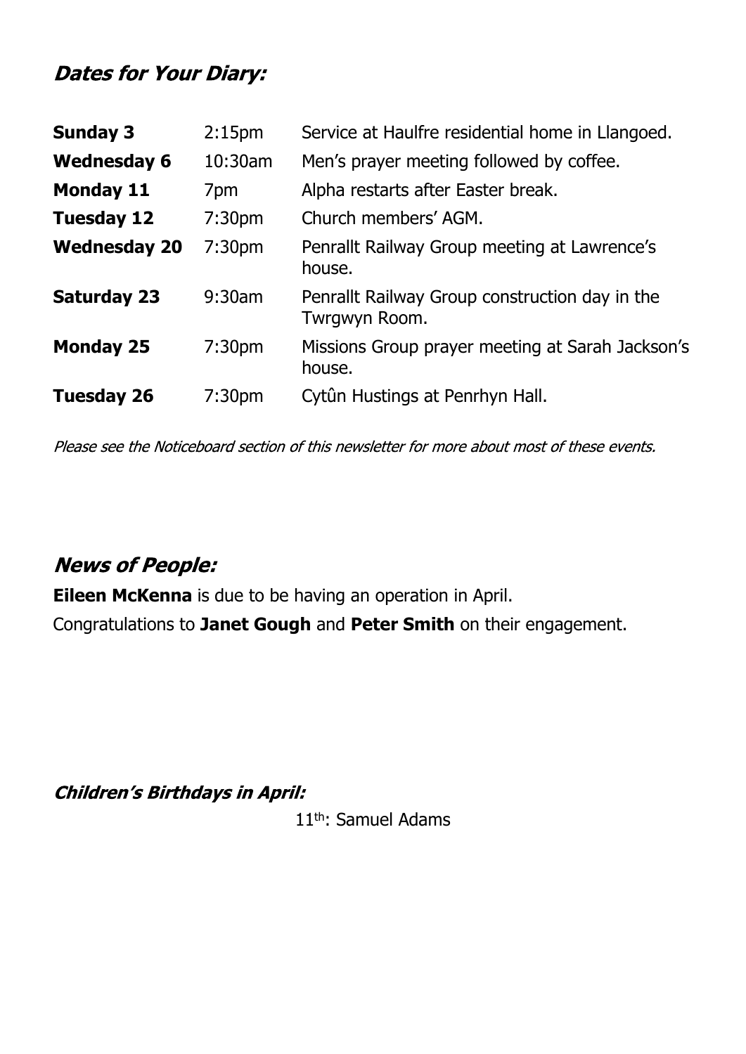## *Dates for Your Diary:*

| | | |
|---|---|---|
| **Sunday 3** | 2:15pm | Service at Haulfre residential home in Llangoed. |
| **Wednesday 6** | 10:30am | Men's prayer meeting followed by coffee. |
| **Monday 11** | 7pm | Alpha restarts after Easter break. |
| **Tuesday 12** | 7:30pm | Church members' AGM. |
| **Wednesday 20** | 7:30pm | Penrallt Railway Group meeting at Lawrence's house. |
| **Saturday 23** | 9:30am | Penrallt Railway Group construction day in the Twrgwyn Room. |
| **Monday 25** | 7:30pm | Missions Group prayer meeting at Sarah Jackson's house. |
| **Tuesday 26** | 7:30pm | Cytûn Hustings at Penrhyn Hall. |

*Please see the Noticeboard section of this newsletter for more about most of these events.*

## *News of People:*

**Eileen McKenna** is due to be having an operation in April.

Congratulations to **Janet Gough** and **Peter Smith** on their engagement.

### *Children's Birthdays in April:*

11th: Samuel Adams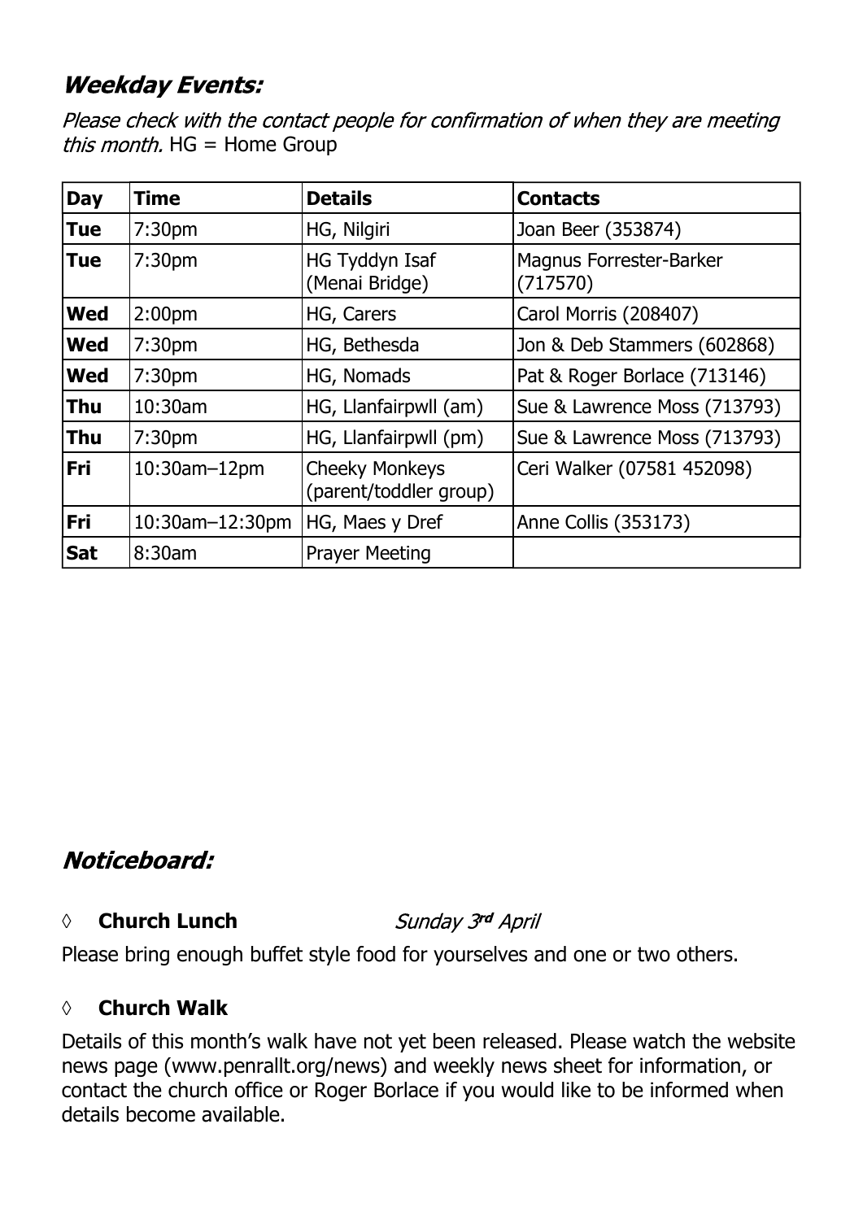## *Weekday Events:*

*Please check with the contact people for confirmation of when they are meeting this month.* HG = Home Group

| Day | Time | Details | Contacts |
|---|---|---|---|
| **Tue** | 7:30pm | HG, Nilgiri | Joan Beer (353874) |
| **Tue** | 7:30pm | HG Tyddyn Isaf (Menai Bridge) | Magnus Forrester-Barker (717570) |
| **Wed** | 2:00pm | HG, Carers | Carol Morris (208407) |
| **Wed** | 7:30pm | HG, Bethesda | Jon & Deb Stammers (602868) |
| **Wed** | 7:30pm | HG, Nomads | Pat & Roger Borlace (713146) |
| **Thu** | 10:30am | HG, Llanfairpwll (am) | Sue & Lawrence Moss (713793) |
| **Thu** | 7:30pm | HG, Llanfairpwll (pm) | Sue & Lawrence Moss (713793) |
| **Fri** | 10:30am–12pm | Cheeky Monkeys (parent/toddler group) | Ceri Walker (07581 452098) |
| **Fri** | 10:30am–12:30pm | HG, Maes y Dref | Anne Collis (353173) |
| **Sat** | 8:30am | Prayer Meeting | |

## *Noticeboard:*

◊ **Church Lunch** *Sunday 3rd April*

Please bring enough buffet style food for yourselves and one or two others.

◊ **Church Walk**

Details of this month's walk have not yet been released. Please watch the website news page (www.penrallt.org/news) and weekly news sheet for information, or contact the church office or Roger Borlace if you would like to be informed when details become available.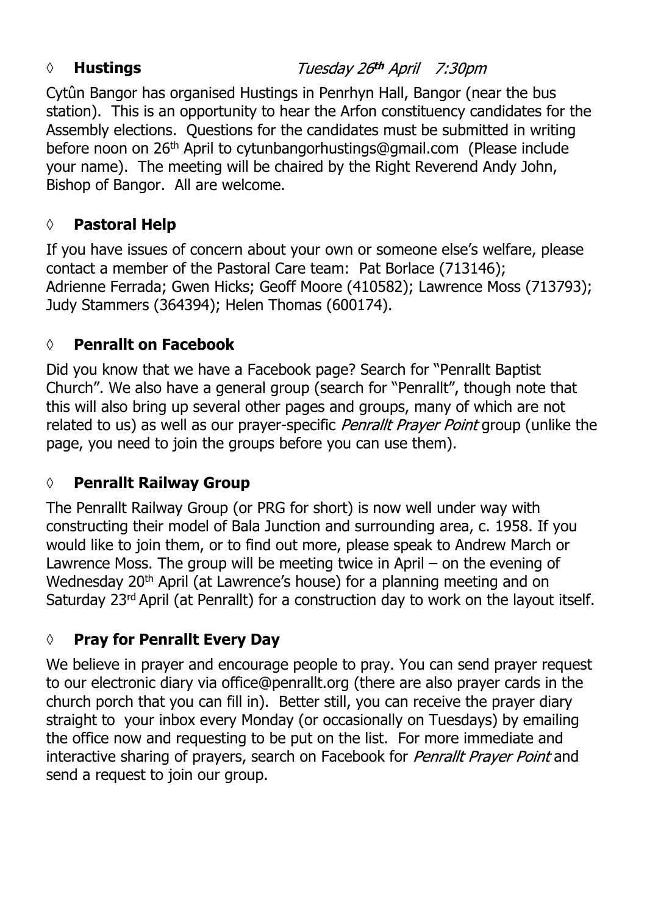◊ **Hustings** *Tuesday 26th April 7:30pm*

Cytûn Bangor has organised Hustings in Penrhyn Hall, Bangor (near the bus station). This is an opportunity to hear the Arfon constituency candidates for the Assembly elections. Questions for the candidates must be submitted in writing before noon on 26th April to cytunbangorhustings@gmail.com (Please include your name). The meeting will be chaired by the Right Reverend Andy John, Bishop of Bangor. All are welcome.

◊ **Pastoral Help**

If you have issues of concern about your own or someone else's welfare, please contact a member of the Pastoral Care team: Pat Borlace (713146); Adrienne Ferrada; Gwen Hicks; Geoff Moore (410582); Lawrence Moss (713793); Judy Stammers (364394); Helen Thomas (600174).

◊ **Penrallt on Facebook**

Did you know that we have a Facebook page? Search for "Penrallt Baptist Church". We also have a general group (search for "Penrallt", though note that this will also bring up several other pages and groups, many of which are not related to us) as well as our prayer-specific *Penrallt Prayer Point* group (unlike the page, you need to join the groups before you can use them).

◊ **Penrallt Railway Group**

The Penrallt Railway Group (or PRG for short) is now well under way with constructing their model of Bala Junction and surrounding area, c. 1958. If you would like to join them, or to find out more, please speak to Andrew March or Lawrence Moss. The group will be meeting twice in April – on the evening of Wednesday 20th April (at Lawrence's house) for a planning meeting and on Saturday 23rd April (at Penrallt) for a construction day to work on the layout itself.

◊ **Pray for Penrallt Every Day**

We believe in prayer and encourage people to pray. You can send prayer request to our electronic diary via office@penrallt.org (there are also prayer cards in the church porch that you can fill in). Better still, you can receive the prayer diary straight to your inbox every Monday (or occasionally on Tuesdays) by emailing the office now and requesting to be put on the list. For more immediate and interactive sharing of prayers, search on Facebook for *Penrallt Prayer Point* and send a request to join our group.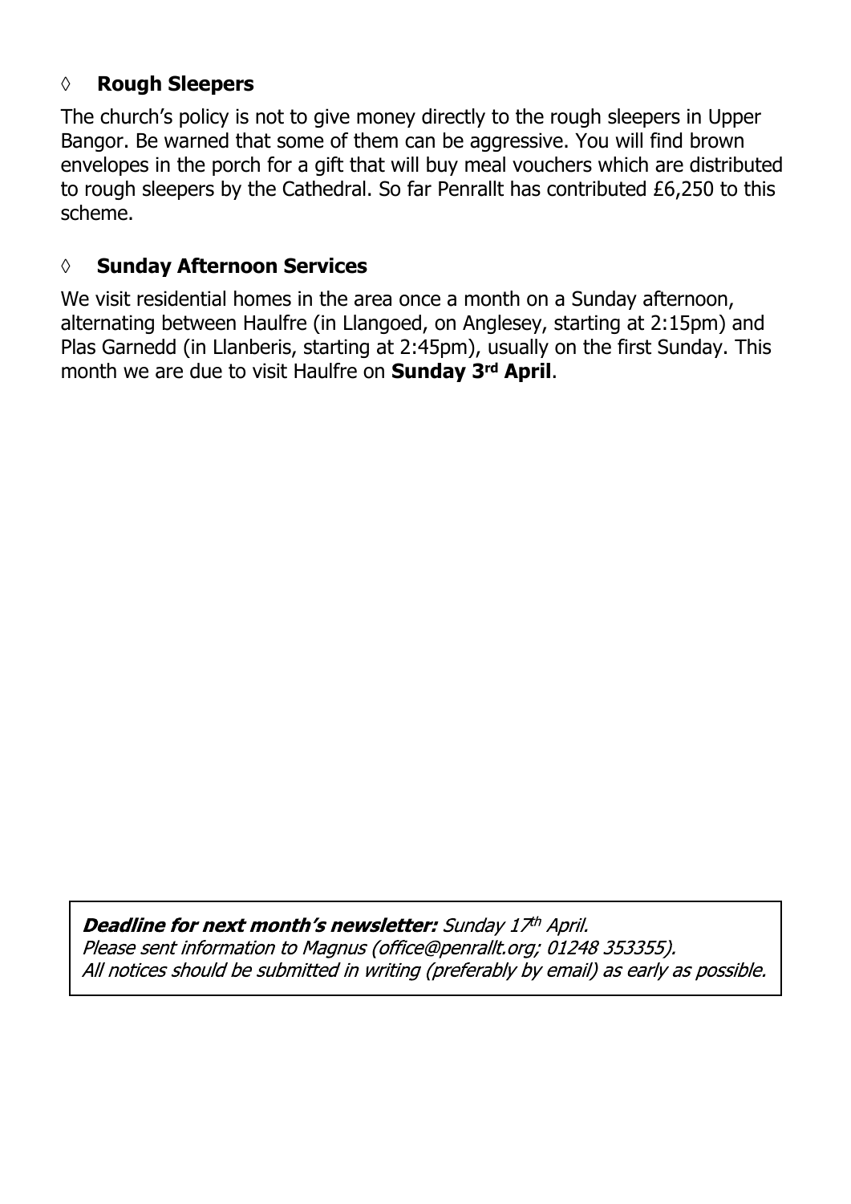◊ **Rough Sleepers**

The church's policy is not to give money directly to the rough sleepers in Upper Bangor. Be warned that some of them can be aggressive. You will find brown envelopes in the porch for a gift that will buy meal vouchers which are distributed to rough sleepers by the Cathedral. So far Penrallt has contributed £6,250 to this scheme.

◊ **Sunday Afternoon Services**

We visit residential homes in the area once a month on a Sunday afternoon, alternating between Haulfre (in Llangoed, on Anglesey, starting at 2:15pm) and Plas Garnedd (in Llanberis, starting at 2:45pm), usually on the first Sunday. This month we are due to visit Haulfre on **Sunday 3rd April**.

***Deadline for next month's newsletter:*** *Sunday 17th April.*
*Please sent information to Magnus (office@penrallt.org; 01248 353355).*
*All notices should be submitted in writing (preferably by email) as early as possible.*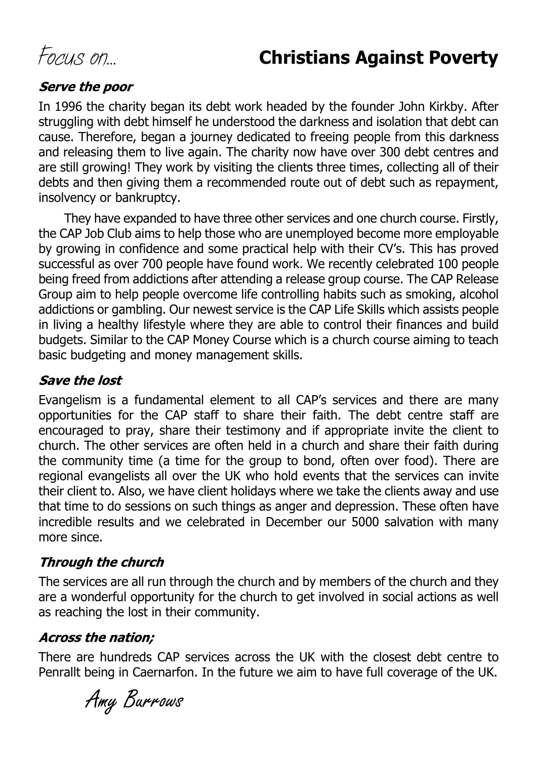# *Focus on...* Christians Against Poverty

### *Serve the poor*

In 1996 the charity began its debt work headed by the founder John Kirkby. After struggling with debt himself he understood the darkness and isolation that debt can cause. Therefore, began a journey dedicated to freeing people from this darkness and releasing them to live again. The charity now have over 300 debt centres and are still growing! They work by visiting the clients three times, collecting all of their debts and then giving them a recommended route out of debt such as repayment, insolvency or bankruptcy.

They have expanded to have three other services and one church course. Firstly, the CAP Job Club aims to help those who are unemployed become more employable by growing in confidence and some practical help with their CV's. This has proved successful as over 700 people have found work. We recently celebrated 100 people being freed from addictions after attending a release group course. The CAP Release Group aim to help people overcome life controlling habits such as smoking, alcohol addictions or gambling. Our newest service is the CAP Life Skills which assists people in living a healthy lifestyle where they are able to control their finances and build budgets. Similar to the CAP Money Course which is a church course aiming to teach basic budgeting and money management skills.

### *Save the lost*

Evangelism is a fundamental element to all CAP's services and there are many opportunities for the CAP staff to share their faith. The debt centre staff are encouraged to pray, share their testimony and if appropriate invite the client to church. The other services are often held in a church and share their faith during the community time (a time for the group to bond, often over food). There are regional evangelists all over the UK who hold events that the services can invite their client to. Also, we have client holidays where we take the clients away and use that time to do sessions on such things as anger and depression. These often have incredible results and we celebrated in December our 5000 salvation with many more since.

### *Through the church*

The services are all run through the church and by members of the church and they are a wonderful opportunity for the church to get involved in social actions as well as reaching the lost in their community.

### *Across the nation;*

There are hundreds CAP services across the UK with the closest debt centre to Penrallt being in Caernarfon. In the future we aim to have full coverage of the UK.

*Amy Burrows*